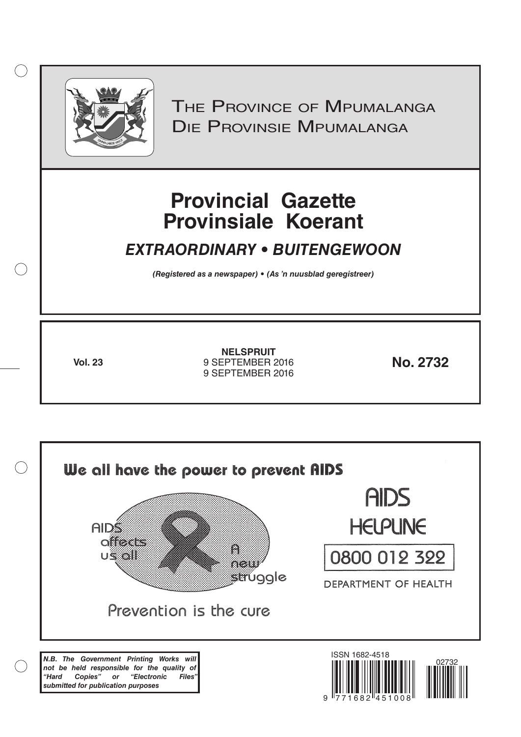# The Province of Mpumalanga
# Die Provinsie Mpumalanga

# Provincial Gazette
# Provinsiale Koerant

## *EXTRAORDINARY • BUITENGEWOON*

***(Registered as a newspaper) • (As 'n nuusblad geregistreer)***

**Vol. 23**

**NELSPRUIT**
9 SEPTEMBER 2016
9 SEPTEMBER 2016

**No. 2732**

**We all have the power to prevent AIDS**

AIDS affects us all

A new struggle

Prevention is the cure

AIDS HELPLINE

0800 012 322

DEPARTMENT OF HEALTH

***N.B. The Government Printing Works will not be held responsible for the quality of "Hard Copies" or "Electronic Files" submitted for publication purposes***

ISSN 1682-4518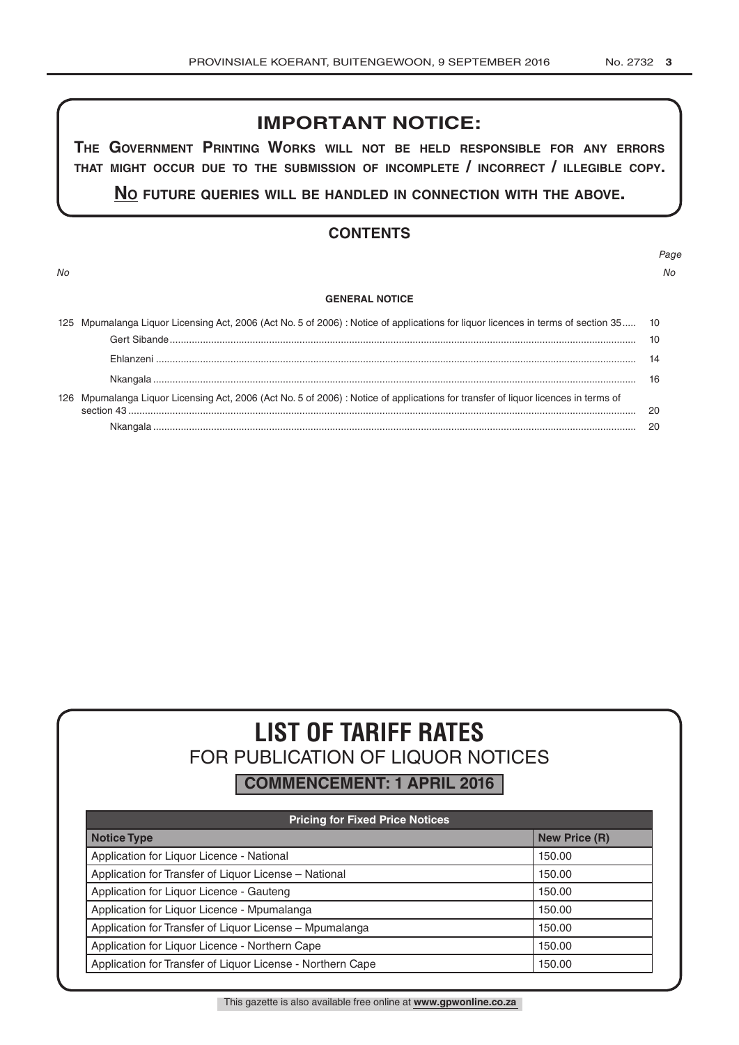## IMPORTANT NOTICE:

**THE GOVERNMENT PRINTING WORKS WILL NOT BE HELD RESPONSIBLE FOR ANY ERRORS THAT MIGHT OCCUR DUE TO THE SUBMISSION OF INCOMPLETE / INCORRECT / ILLEGIBLE COPY.**

**NO FUTURE QUERIES WILL BE HANDLED IN CONNECTION WITH THE ABOVE.**

## CONTENTS

| *No* | | *Page No* |
|---|---|---|
| | **GENERAL NOTICE** | |
| 125 | Mpumalanga Liquor Licensing Act, 2006 (Act No. 5 of 2006) : Notice of applications for liquor licences in terms of section 35 | 10 |
| | Gert Sibande | 10 |
| | Ehlanzeni | 14 |
| | Nkangala | 16 |
| 126 | Mpumalanga Liquor Licensing Act, 2006 (Act No. 5 of 2006) : Notice of applications for transfer of liquor licences in terms of section 43 | 20 |
| | Nkangala | 20 |

# LIST OF TARIFF RATES
## FOR PUBLICATION OF LIQUOR NOTICES
### COMMENCEMENT: 1 APRIL 2016

| Pricing for Fixed Price Notices | |
|---|---|
| **Notice Type** | **New Price (R)** |
| Application for Liquor Licence - National | 150.00 |
| Application for Transfer of Liquor License – National | 150.00 |
| Application for Liquor Licence - Gauteng | 150.00 |
| Application for Liquor Licence - Mpumalanga | 150.00 |
| Application for Transfer of Liquor License – Mpumalanga | 150.00 |
| Application for Liquor Licence - Northern Cape | 150.00 |
| Application for Transfer of Liquor License - Northern Cape | 150.00 |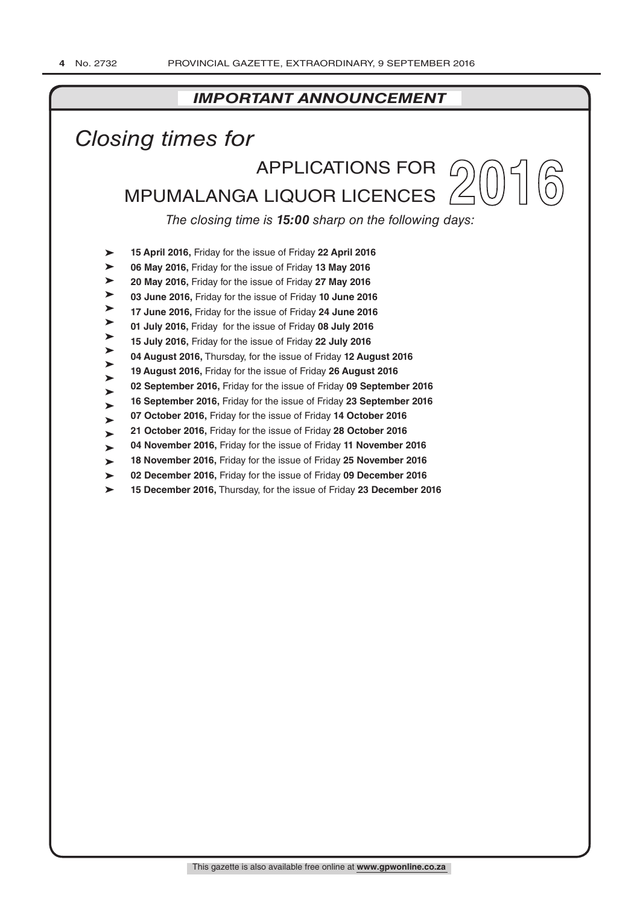## *IMPORTANT ANNOUNCEMENT*

# *Closing times for*

## APPLICATIONS FOR MPUMALANGA LIQUOR LICENCES 2016

*The closing time is **15:00** sharp on the following days:*

- **15 April 2016,** Friday for the issue of Friday **22 April 2016**
- **06 May 2016,** Friday for the issue of Friday **13 May 2016**
- **20 May 2016,** Friday for the issue of Friday **27 May 2016**
- **03 June 2016,** Friday for the issue of Friday **10 June 2016**
- **17 June 2016,** Friday for the issue of Friday **24 June 2016**
- **01 July 2016,** Friday for the issue of Friday **08 July 2016**
- **15 July 2016,** Friday for the issue of Friday **22 July 2016**
- **04 August 2016,** Thursday, for the issue of Friday **12 August 2016**
- **19 August 2016,** Friday for the issue of Friday **26 August 2016**
- **02 September 2016,** Friday for the issue of Friday **09 September 2016**
- **16 September 2016,** Friday for the issue of Friday **23 September 2016**
- **07 October 2016,** Friday for the issue of Friday **14 October 2016**
- **21 October 2016,** Friday for the issue of Friday **28 October 2016**
- **04 November 2016,** Friday for the issue of Friday **11 November 2016**
- **18 November 2016,** Friday for the issue of Friday **25 November 2016**
- **02 December 2016,** Friday for the issue of Friday **09 December 2016**
- **15 December 2016,** Thursday, for the issue of Friday **23 December 2016**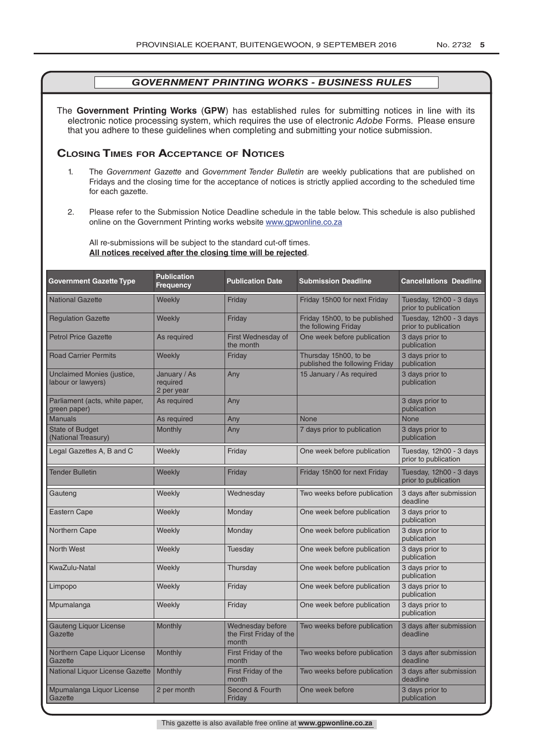## GOVERNMENT PRINTING WORKS - BUSINESS RULES

The **Government Printing Works** (**GPW**) has established rules for submitting notices in line with its electronic notice processing system, which requires the use of electronic *Adobe* Forms. Please ensure that you adhere to these guidelines when completing and submitting your notice submission.

### Closing Times for Acceptance of Notices

1. The *Government Gazette* and *Government Tender Bulletin* are weekly publications that are published on Fridays and the closing time for the acceptance of notices is strictly applied according to the scheduled time for each gazette.

2. Please refer to the Submission Notice Deadline schedule in the table below. This schedule is also published online on the Government Printing works website www.gpwonline.co.za

   All re-submissions will be subject to the standard cut-off times.
   **All notices received after the closing time will be rejected**.

| Government Gazette Type | Publication Frequency | Publication Date | Submission Deadline | Cancellations Deadline |
|---|---|---|---|---|
| National Gazette | Weekly | Friday | Friday 15h00 for next Friday | Tuesday, 12h00 - 3 days prior to publication |
| Regulation Gazette | Weekly | Friday | Friday 15h00, to be published the following Friday | Tuesday, 12h00 - 3 days prior to publication |
| Petrol Price Gazette | As required | First Wednesday of the month | One week before publication | 3 days prior to publication |
| Road Carrier Permits | Weekly | Friday | Thursday 15h00, to be published the following Friday | 3 days prior to publication |
| Unclaimed Monies (justice, labour or lawyers) | January / As required 2 per year | Any | 15 January / As required | 3 days prior to publication |
| Parliament (acts, white paper, green paper) | As required | Any | | 3 days prior to publication |
| Manuals | As required | Any | None | None |
| State of Budget (National Treasury) | Monthly | Any | 7 days prior to publication | 3 days prior to publication |
| Legal Gazettes A, B and C | Weekly | Friday | One week before publication | Tuesday, 12h00 - 3 days prior to publication |
| Tender Bulletin | Weekly | Friday | Friday 15h00 for next Friday | Tuesday, 12h00 - 3 days prior to publication |
| Gauteng | Weekly | Wednesday | Two weeks before publication | 3 days after submission deadline |
| Eastern Cape | Weekly | Monday | One week before publication | 3 days prior to publication |
| Northern Cape | Weekly | Monday | One week before publication | 3 days prior to publication |
| North West | Weekly | Tuesday | One week before publication | 3 days prior to publication |
| KwaZulu-Natal | Weekly | Thursday | One week before publication | 3 days prior to publication |
| Limpopo | Weekly | Friday | One week before publication | 3 days prior to publication |
| Mpumalanga | Weekly | Friday | One week before publication | 3 days prior to publication |
| Gauteng Liquor License Gazette | Monthly | Wednesday before the First Friday of the month | Two weeks before publication | 3 days after submission deadline |
| Northern Cape Liquor License Gazette | Monthly | First Friday of the month | Two weeks before publication | 3 days after submission deadline |
| National Liquor License Gazette | Monthly | First Friday of the month | Two weeks before publication | 3 days after submission deadline |
| Mpumalanga Liquor License Gazette | 2 per month | Second & Fourth Friday | One week before | 3 days prior to publication |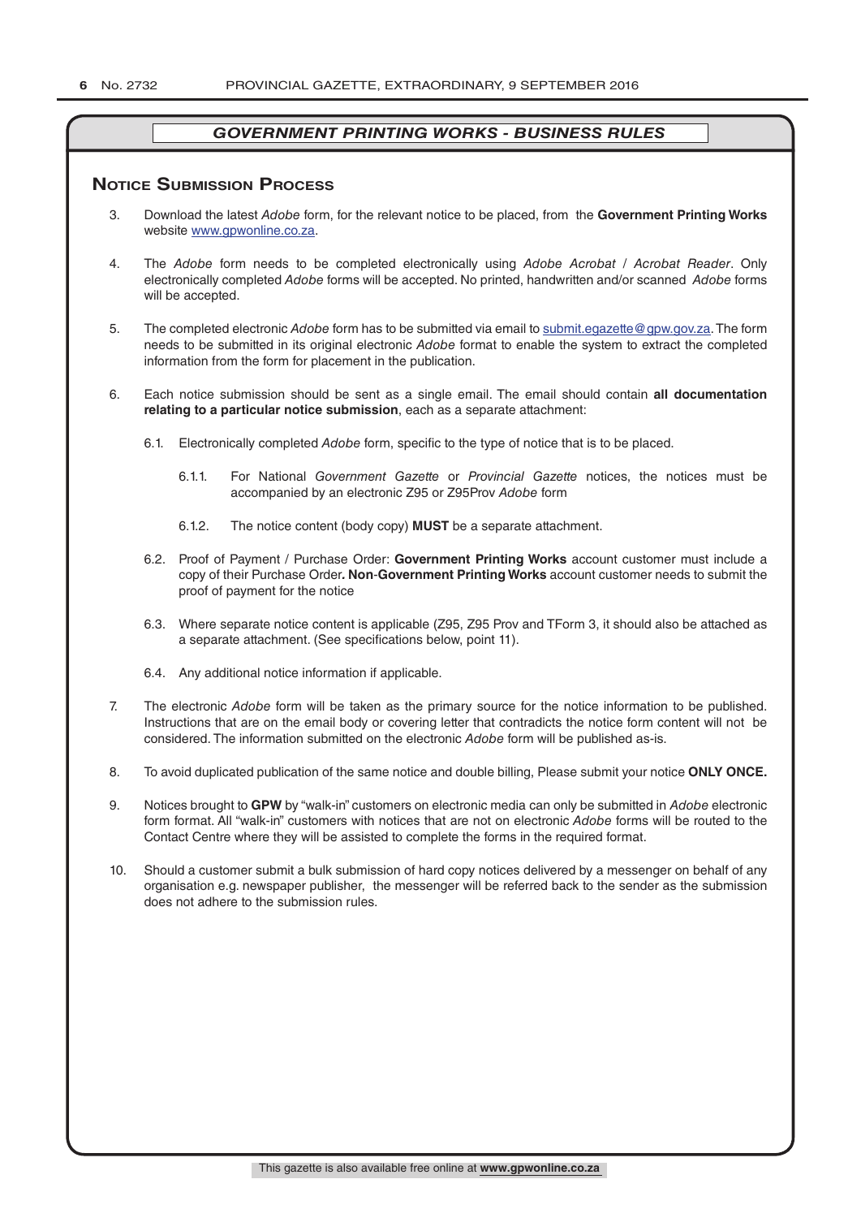## GOVERNMENT PRINTING WORKS - BUSINESS RULES

### Notice Submission Process

3. Download the latest *Adobe* form, for the relevant notice to be placed, from the **Government Printing Works** website www.gpwonline.co.za.

4. The *Adobe* form needs to be completed electronically using *Adobe Acrobat* / *Acrobat Reader*. Only electronically completed *Adobe* forms will be accepted. No printed, handwritten and/or scanned *Adobe* forms will be accepted.

5. The completed electronic *Adobe* form has to be submitted via email to submit.egazette@gpw.gov.za. The form needs to be submitted in its original electronic *Adobe* format to enable the system to extract the completed information from the form for placement in the publication.

6. Each notice submission should be sent as a single email. The email should contain **all documentation relating to a particular notice submission**, each as a separate attachment:

   6.1. Electronically completed *Adobe* form, specific to the type of notice that is to be placed.

      6.1.1. For National *Government Gazette* or *Provincial Gazette* notices, the notices must be accompanied by an electronic Z95 or Z95Prov *Adobe* form

      6.1.2. The notice content (body copy) **MUST** be a separate attachment.

   6.2. Proof of Payment / Purchase Order: **Government Printing Works** account customer must include a copy of their Purchase Order**. Non-Government Printing Works** account customer needs to submit the proof of payment for the notice

   6.3. Where separate notice content is applicable (Z95, Z95 Prov and TForm 3, it should also be attached as a separate attachment. (See specifications below, point 11).

   6.4. Any additional notice information if applicable.

7. The electronic *Adobe* form will be taken as the primary source for the notice information to be published. Instructions that are on the email body or covering letter that contradicts the notice form content will not be considered. The information submitted on the electronic *Adobe* form will be published as-is.

8. To avoid duplicated publication of the same notice and double billing, Please submit your notice **ONLY ONCE.**

9. Notices brought to **GPW** by "walk-in" customers on electronic media can only be submitted in *Adobe* electronic form format. All "walk-in" customers with notices that are not on electronic *Adobe* forms will be routed to the Contact Centre where they will be assisted to complete the forms in the required format.

10. Should a customer submit a bulk submission of hard copy notices delivered by a messenger on behalf of any organisation e.g. newspaper publisher, the messenger will be referred back to the sender as the submission does not adhere to the submission rules.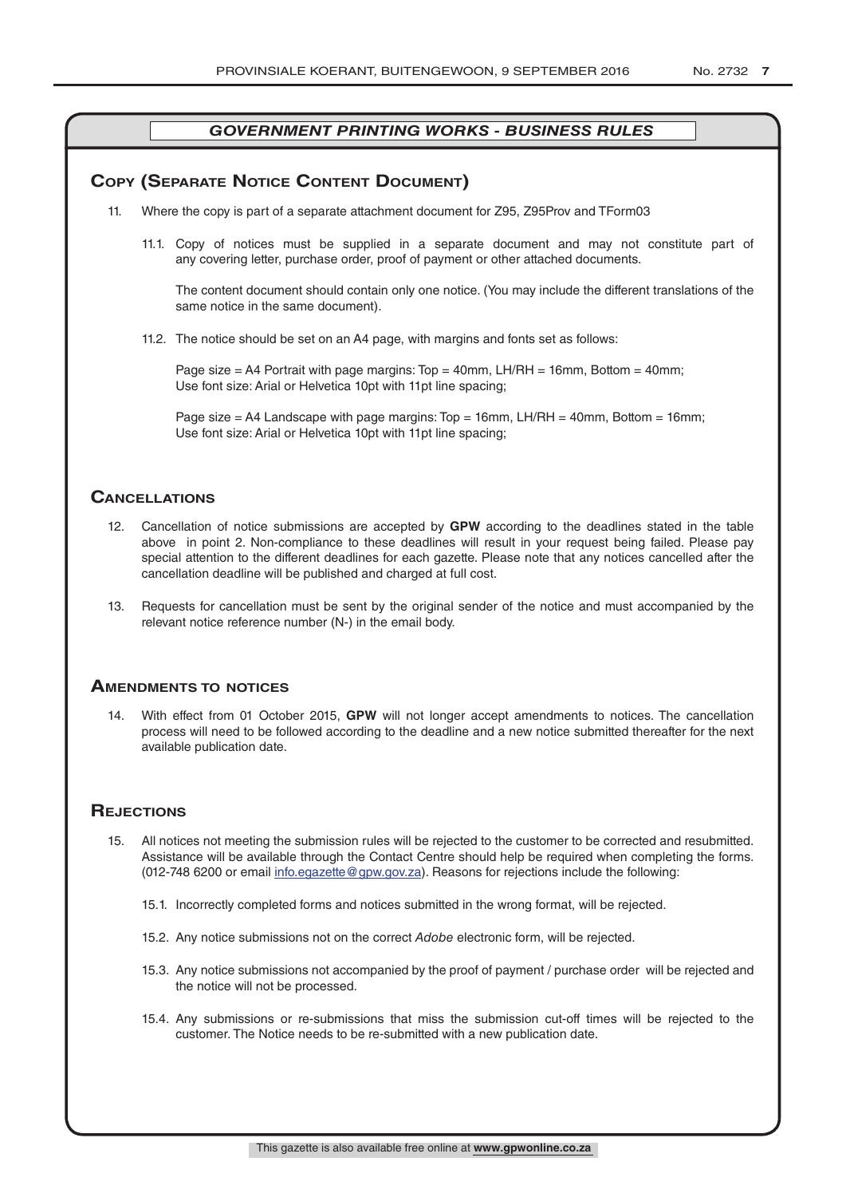## GOVERNMENT PRINTING WORKS - BUSINESS RULES

### Copy (Separate Notice Content Document)

11. Where the copy is part of a separate attachment document for Z95, Z95Prov and TForm03

    11.1. Copy of notices must be supplied in a separate document and may not constitute part of any covering letter, purchase order, proof of payment or other attached documents.

    The content document should contain only one notice. (You may include the different translations of the same notice in the same document).

    11.2. The notice should be set on an A4 page, with margins and fonts set as follows:

    Page size = A4 Portrait with page margins: Top = 40mm, LH/RH = 16mm, Bottom = 40mm;
    Use font size: Arial or Helvetica 10pt with 11pt line spacing;

    Page size = A4 Landscape with page margins: Top = 16mm, LH/RH = 40mm, Bottom = 16mm;
    Use font size: Arial or Helvetica 10pt with 11pt line spacing;

### Cancellations

12. Cancellation of notice submissions are accepted by **GPW** according to the deadlines stated in the table above in point 2. Non-compliance to these deadlines will result in your request being failed. Please pay special attention to the different deadlines for each gazette. Please note that any notices cancelled after the cancellation deadline will be published and charged at full cost.

13. Requests for cancellation must be sent by the original sender of the notice and must accompanied by the relevant notice reference number (N-) in the email body.

### Amendments to notices

14. With effect from 01 October 2015, **GPW** will not longer accept amendments to notices. The cancellation process will need to be followed according to the deadline and a new notice submitted thereafter for the next available publication date.

### Rejections

15. All notices not meeting the submission rules will be rejected to the customer to be corrected and resubmitted. Assistance will be available through the Contact Centre should help be required when completing the forms. (012-748 6200 or email info.egazette@gpw.gov.za). Reasons for rejections include the following:

    15.1. Incorrectly completed forms and notices submitted in the wrong format, will be rejected.

    15.2. Any notice submissions not on the correct *Adobe* electronic form, will be rejected.

    15.3. Any notice submissions not accompanied by the proof of payment / purchase order will be rejected and the notice will not be processed.

    15.4. Any submissions or re-submissions that miss the submission cut-off times will be rejected to the customer. The Notice needs to be re-submitted with a new publication date.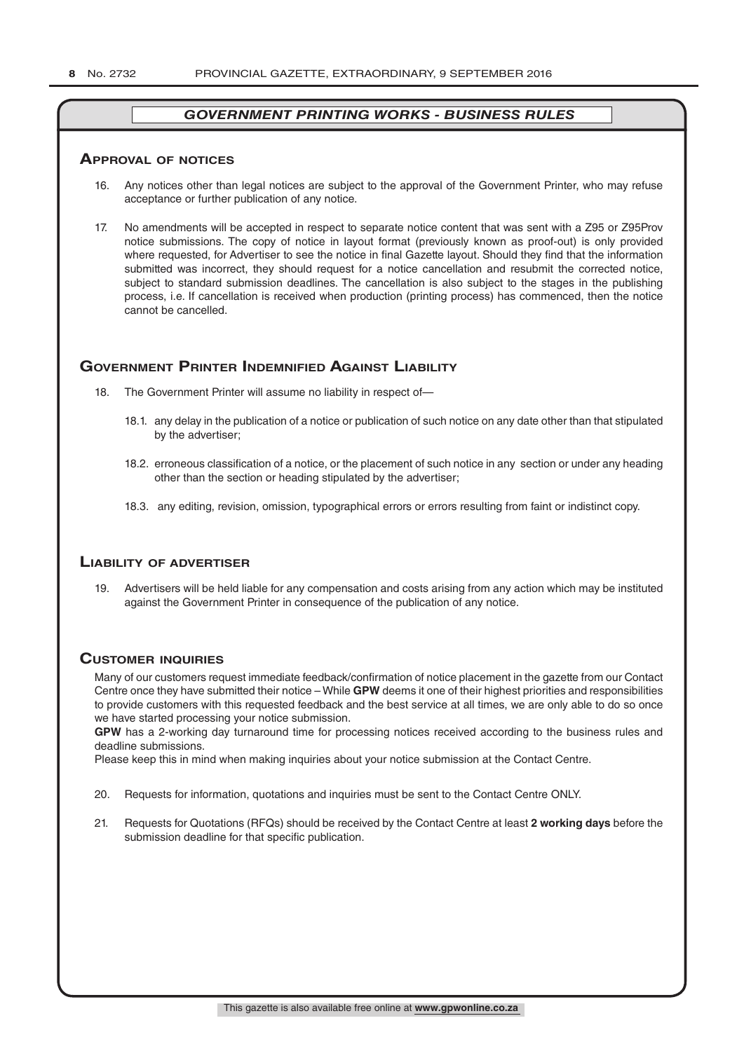## *GOVERNMENT PRINTING WORKS - BUSINESS RULES*

### Approval of notices

16. Any notices other than legal notices are subject to the approval of the Government Printer, who may refuse acceptance or further publication of any notice.

17. No amendments will be accepted in respect to separate notice content that was sent with a Z95 or Z95Prov notice submissions. The copy of notice in layout format (previously known as proof-out) is only provided where requested, for Advertiser to see the notice in final Gazette layout. Should they find that the information submitted was incorrect, they should request for a notice cancellation and resubmit the corrected notice, subject to standard submission deadlines. The cancellation is also subject to the stages in the publishing process, i.e. If cancellation is received when production (printing process) has commenced, then the notice cannot be cancelled.

### Government Printer Indemnified Against Liability

18. The Government Printer will assume no liability in respect of—

 18.1. any delay in the publication of a notice or publication of such notice on any date other than that stipulated by the advertiser;

 18.2. erroneous classification of a notice, or the placement of such notice in any section or under any heading other than the section or heading stipulated by the advertiser;

 18.3. any editing, revision, omission, typographical errors or errors resulting from faint or indistinct copy.

### Liability of advertiser

19. Advertisers will be held liable for any compensation and costs arising from any action which may be instituted against the Government Printer in consequence of the publication of any notice.

### Customer inquiries

Many of our customers request immediate feedback/confirmation of notice placement in the gazette from our Contact Centre once they have submitted their notice – While **GPW** deems it one of their highest priorities and responsibilities to provide customers with this requested feedback and the best service at all times, we are only able to do so once we have started processing your notice submission.

**GPW** has a 2-working day turnaround time for processing notices received according to the business rules and deadline submissions.

Please keep this in mind when making inquiries about your notice submission at the Contact Centre.

20. Requests for information, quotations and inquiries must be sent to the Contact Centre ONLY.

21. Requests for Quotations (RFQs) should be received by the Contact Centre at least **2 working days** before the submission deadline for that specific publication.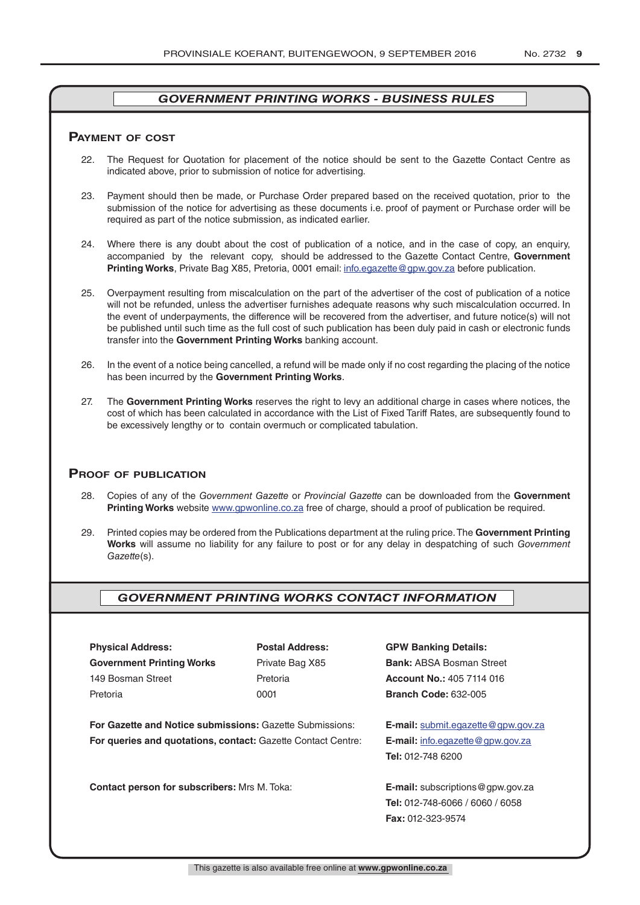## *GOVERNMENT PRINTING WORKS - BUSINESS RULES*

### Payment of cost

22. The Request for Quotation for placement of the notice should be sent to the Gazette Contact Centre as indicated above, prior to submission of notice for advertising.

23. Payment should then be made, or Purchase Order prepared based on the received quotation, prior to the submission of the notice for advertising as these documents i.e. proof of payment or Purchase order will be required as part of the notice submission, as indicated earlier.

24. Where there is any doubt about the cost of publication of a notice, and in the case of copy, an enquiry, accompanied by the relevant copy, should be addressed to the Gazette Contact Centre, **Government Printing Works**, Private Bag X85, Pretoria, 0001 email: info.egazette@gpw.gov.za before publication.

25. Overpayment resulting from miscalculation on the part of the advertiser of the cost of publication of a notice will not be refunded, unless the advertiser furnishes adequate reasons why such miscalculation occurred. In the event of underpayments, the difference will be recovered from the advertiser, and future notice(s) will not be published until such time as the full cost of such publication has been duly paid in cash or electronic funds transfer into the **Government Printing Works** banking account.

26. In the event of a notice being cancelled, a refund will be made only if no cost regarding the placing of the notice has been incurred by the **Government Printing Works**.

27. The **Government Printing Works** reserves the right to levy an additional charge in cases where notices, the cost of which has been calculated in accordance with the List of Fixed Tariff Rates, are subsequently found to be excessively lengthy or to contain overmuch or complicated tabulation.

### Proof of publication

28. Copies of any of the *Government Gazette* or *Provincial Gazette* can be downloaded from the **Government Printing Works** website www.gpwonline.co.za free of charge, should a proof of publication be required.

29. Printed copies may be ordered from the Publications department at the ruling price. The **Government Printing Works** will assume no liability for any failure to post or for any delay in despatching of such *Government Gazette*(s).

## *GOVERNMENT PRINTING WORKS CONTACT INFORMATION*

**Physical Address:**
**Government Printing Works**
149 Bosman Street
Pretoria

**Postal Address:**
Private Bag X85
Pretoria
0001

**GPW Banking Details:**
**Bank:** ABSA Bosman Street
**Account No.:** 405 7114 016
**Branch Code:** 632-005

**For Gazette and Notice submissions:** Gazette Submissions: **E-mail:** submit.egazette@gpw.gov.za

**For queries and quotations, contact:** Gazette Contact Centre: **E-mail:** info.egazette@gpw.gov.za
**Tel:** 012-748 6200

**Contact person for subscribers:** Mrs M. Toka: **E-mail:** subscriptions@gpw.gov.za
**Tel:** 012-748-6066 / 6060 / 6058
**Fax:** 012-323-9574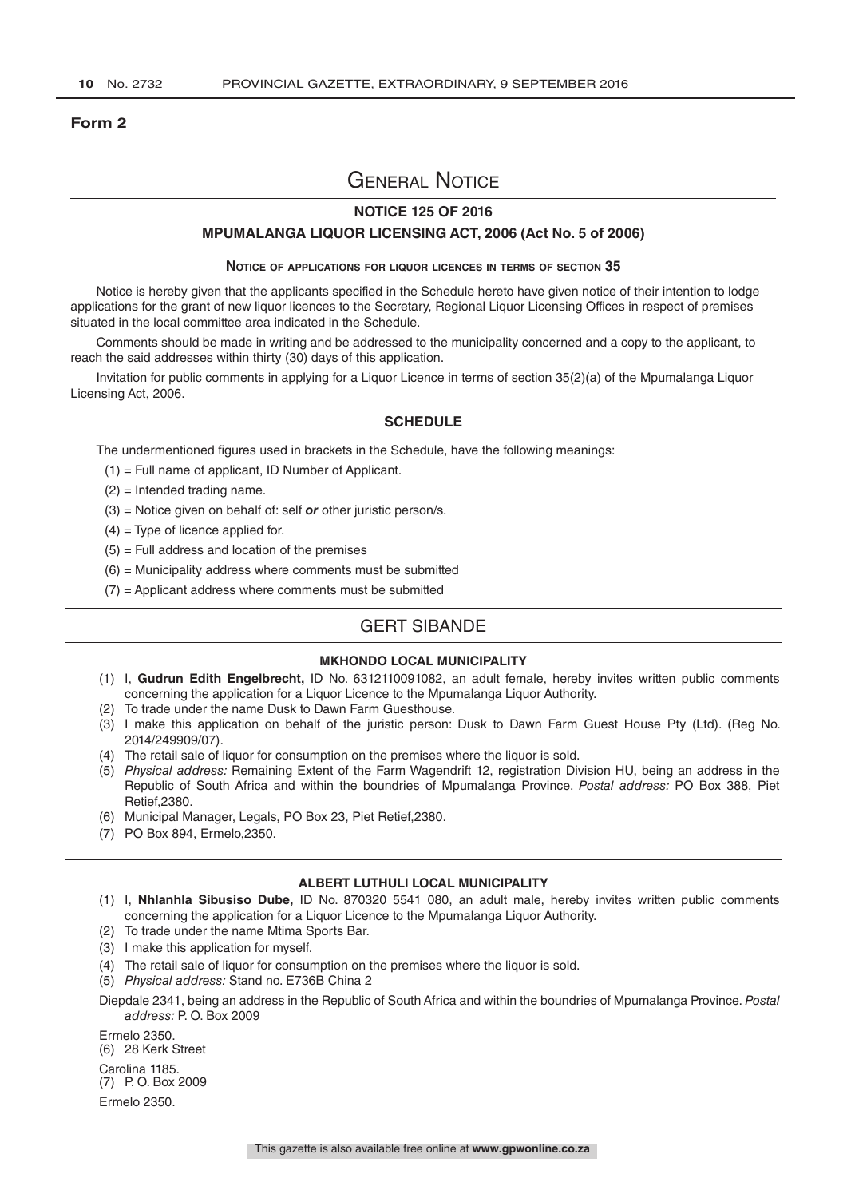**Form 2**

# General Notice

## NOTICE 125 OF 2016

## MPUMALANGA LIQUOR LICENSING ACT, 2006 (Act No. 5 of 2006)

### Notice of applications for liquor licences in terms of section 35

Notice is hereby given that the applicants specified in the Schedule hereto have given notice of their intention to lodge applications for the grant of new liquor licences to the Secretary, Regional Liquor Licensing Offices in respect of premises situated in the local committee area indicated in the Schedule.

Comments should be made in writing and be addressed to the municipality concerned and a copy to the applicant, to reach the said addresses within thirty (30) days of this application.

Invitation for public comments in applying for a Liquor Licence in terms of section 35(2)(a) of the Mpumalanga Liquor Licensing Act, 2006.

### SCHEDULE

The undermentioned figures used in brackets in the Schedule, have the following meanings:

(1) = Full name of applicant, ID Number of Applicant.

(2) = Intended trading name.

(3) = Notice given on behalf of: self ***or*** other juristic person/s.

(4) = Type of licence applied for.

(5) = Full address and location of the premises

(6) = Municipality address where comments must be submitted

(7) = Applicant address where comments must be submitted

## GERT SIBANDE

### MKHONDO LOCAL MUNICIPALITY

(1) I, **Gudrun Edith Engelbrecht,** ID No. 6312110091082, an adult female, hereby invites written public comments concerning the application for a Liquor Licence to the Mpumalanga Liquor Authority.

(2) To trade under the name Dusk to Dawn Farm Guesthouse.

(3) I make this application on behalf of the juristic person: Dusk to Dawn Farm Guest House Pty (Ltd). (Reg No. 2014/249909/07).

(4) The retail sale of liquor for consumption on the premises where the liquor is sold.

(5) *Physical address:* Remaining Extent of the Farm Wagendrift 12, registration Division HU, being an address in the Republic of South Africa and within the boundries of Mpumalanga Province. *Postal address:* PO Box 388, Piet Retief,2380.

(6) Municipal Manager, Legals, PO Box 23, Piet Retief,2380.

(7) PO Box 894, Ermelo,2350.

### ALBERT LUTHULI LOCAL MUNICIPALITY

(1) I, **Nhlanhla Sibusiso Dube,** ID No. 870320 5541 080, an adult male, hereby invites written public comments concerning the application for a Liquor Licence to the Mpumalanga Liquor Authority.

(2) To trade under the name Mtima Sports Bar.

(3) I make this application for myself.

(4) The retail sale of liquor for consumption on the premises where the liquor is sold.

(5) *Physical address:* Stand no. E736B China 2

Diepdale 2341, being an address in the Republic of South Africa and within the boundries of Mpumalanga Province. *Postal address:* P. O. Box 2009

Ermelo 2350.

(6) 28 Kerk Street

Carolina 1185.

(7) P. O. Box 2009

Ermelo 2350.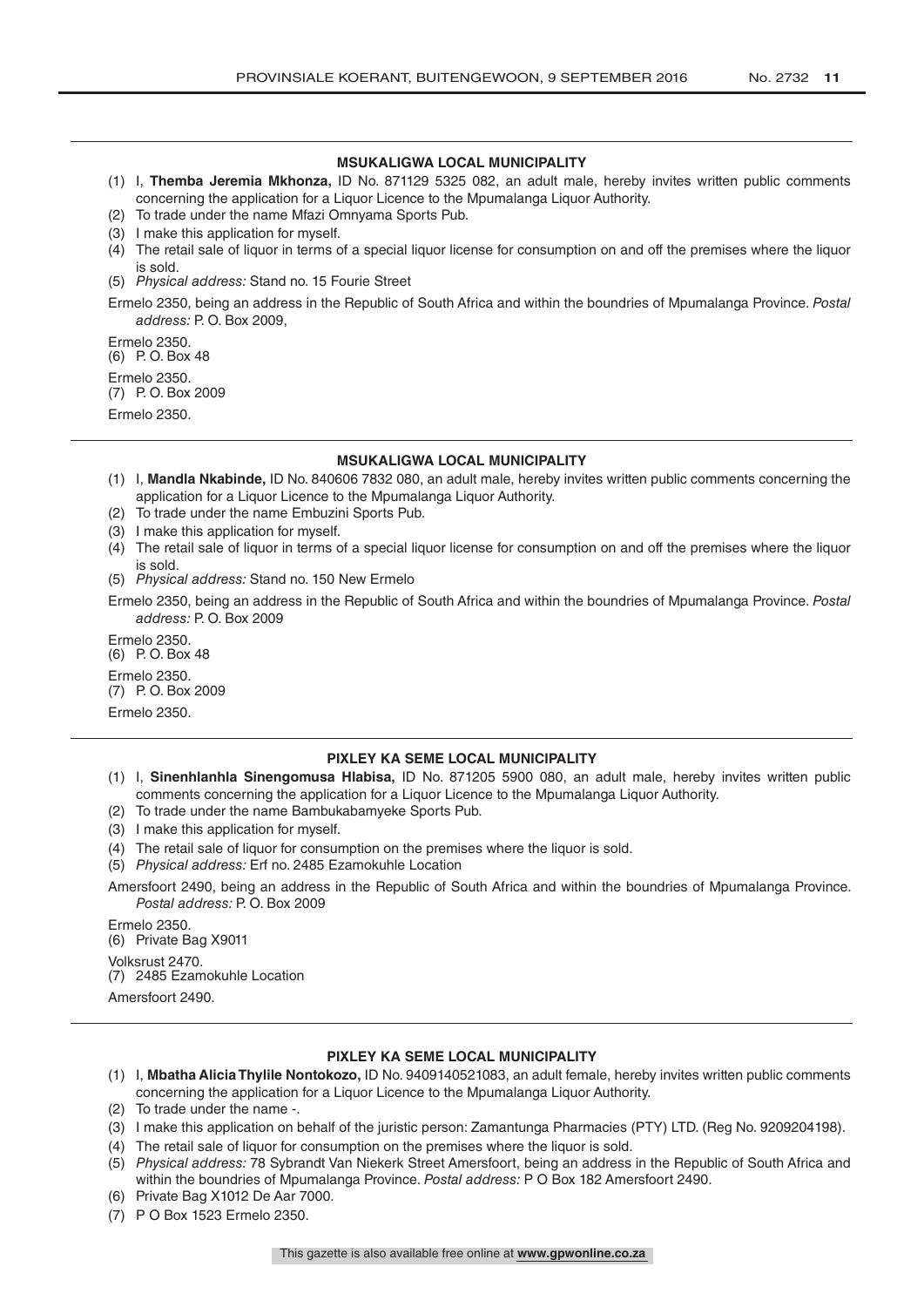### MSUKALIGWA LOCAL MUNICIPALITY

(1) I, **Themba Jeremia Mkhonza,** ID No. 871129 5325 082, an adult male, hereby invites written public comments concerning the application for a Liquor Licence to the Mpumalanga Liquor Authority.
(2) To trade under the name Mfazi Omnyama Sports Pub.
(3) I make this application for myself.
(4) The retail sale of liquor in terms of a special liquor license for consumption on and off the premises where the liquor is sold.
(5) *Physical address:* Stand no. 15 Fourie Street

Ermelo 2350, being an address in the Republic of South Africa and within the boundries of Mpumalanga Province. *Postal address:* P. O. Box 2009,

Ermelo 2350.
(6) P. O. Box 48

Ermelo 2350.
(7) P. O. Box 2009

Ermelo 2350.

### MSUKALIGWA LOCAL MUNICIPALITY

(1) I, **Mandla Nkabinde,** ID No. 840606 7832 080, an adult male, hereby invites written public comments concerning the application for a Liquor Licence to the Mpumalanga Liquor Authority.
(2) To trade under the name Embuzini Sports Pub.
(3) I make this application for myself.
(4) The retail sale of liquor in terms of a special liquor license for consumption on and off the premises where the liquor is sold.
(5) *Physical address:* Stand no. 150 New Ermelo

Ermelo 2350, being an address in the Republic of South Africa and within the boundries of Mpumalanga Province. *Postal address:* P. O. Box 2009

Ermelo 2350.
(6) P. O. Box 48

Ermelo 2350.
(7) P. O. Box 2009

Ermelo 2350.

### PIXLEY KA SEME LOCAL MUNICIPALITY

(1) I, **Sinenhlanhla Sinengomusa Hlabisa,** ID No. 871205 5900 080, an adult male, hereby invites written public comments concerning the application for a Liquor Licence to the Mpumalanga Liquor Authority.
(2) To trade under the name Bambukabamyeke Sports Pub.
(3) I make this application for myself.
(4) The retail sale of liquor for consumption on the premises where the liquor is sold.
(5) *Physical address:* Erf no. 2485 Ezamokuhle Location

Amersfoort 2490, being an address in the Republic of South Africa and within the boundries of Mpumalanga Province. *Postal address:* P. O. Box 2009

Ermelo 2350.
(6) Private Bag X9011

Volksrust 2470.
(7) 2485 Ezamokuhle Location

Amersfoort 2490.

### PIXLEY KA SEME LOCAL MUNICIPALITY

(1) I, **Mbatha Alicia Thylile Nontokozo,** ID No. 9409140521083, an adult female, hereby invites written public comments concerning the application for a Liquor Licence to the Mpumalanga Liquor Authority.
(2) To trade under the name -.
(3) I make this application on behalf of the juristic person: Zamantunga Pharmacies (PTY) LTD. (Reg No. 9209204198).
(4) The retail sale of liquor for consumption on the premises where the liquor is sold.
(5) *Physical address:* 78 Sybrandt Van Niekerk Street Amersfoort, being an address in the Republic of South Africa and within the boundries of Mpumalanga Province. *Postal address:* P O Box 182 Amersfoort 2490.
(6) Private Bag X1012 De Aar 7000.
(7) P O Box 1523 Ermelo 2350.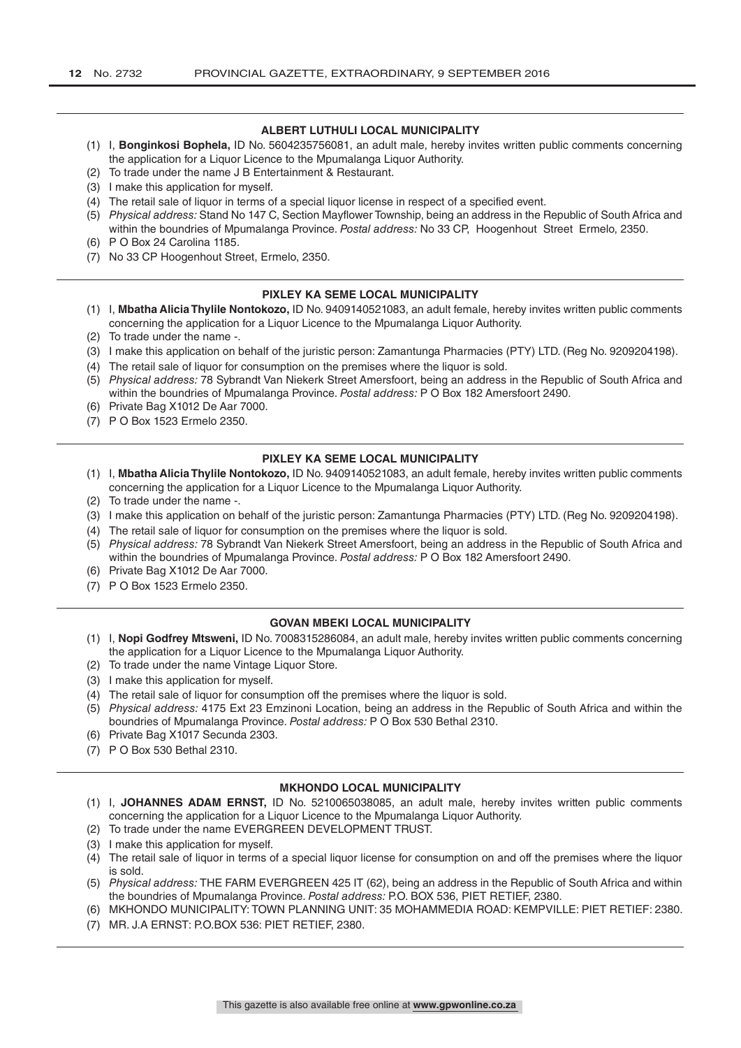### ALBERT LUTHULI LOCAL MUNICIPALITY

(1) I, **Bonginkosi Bophela,** ID No. 5604235756081, an adult male, hereby invites written public comments concerning the application for a Liquor Licence to the Mpumalanga Liquor Authority.
(2) To trade under the name J B Entertainment & Restaurant.
(3) I make this application for myself.
(4) The retail sale of liquor in terms of a special liquor license in respect of a specified event.
(5) *Physical address:* Stand No 147 C, Section Mayflower Township, being an address in the Republic of South Africa and within the boundries of Mpumalanga Province. *Postal address:* No 33 CP, Hoogenhout Street Ermelo, 2350.
(6) P O Box 24 Carolina 1185.
(7) No 33 CP Hoogenhout Street, Ermelo, 2350.

### PIXLEY KA SEME LOCAL MUNICIPALITY

(1) I, **Mbatha Alicia Thylile Nontokozo,** ID No. 9409140521083, an adult female, hereby invites written public comments concerning the application for a Liquor Licence to the Mpumalanga Liquor Authority.
(2) To trade under the name -.
(3) I make this application on behalf of the juristic person: Zamantunga Pharmacies (PTY) LTD. (Reg No. 9209204198).
(4) The retail sale of liquor for consumption on the premises where the liquor is sold.
(5) *Physical address:* 78 Sybrandt Van Niekerk Street Amersfoort, being an address in the Republic of South Africa and within the boundries of Mpumalanga Province. *Postal address:* P O Box 182 Amersfoort 2490.
(6) Private Bag X1012 De Aar 7000.
(7) P O Box 1523 Ermelo 2350.

### PIXLEY KA SEME LOCAL MUNICIPALITY

(1) I, **Mbatha Alicia Thylile Nontokozo,** ID No. 9409140521083, an adult female, hereby invites written public comments concerning the application for a Liquor Licence to the Mpumalanga Liquor Authority.
(2) To trade under the name -.
(3) I make this application on behalf of the juristic person: Zamantunga Pharmacies (PTY) LTD. (Reg No. 9209204198).
(4) The retail sale of liquor for consumption on the premises where the liquor is sold.
(5) *Physical address:* 78 Sybrandt Van Niekerk Street Amersfoort, being an address in the Republic of South Africa and within the boundries of Mpumalanga Province. *Postal address:* P O Box 182 Amersfoort 2490.
(6) Private Bag X1012 De Aar 7000.
(7) P O Box 1523 Ermelo 2350.

### GOVAN MBEKI LOCAL MUNICIPALITY

(1) I, **Nopi Godfrey Mtsweni,** ID No. 7008315286084, an adult male, hereby invites written public comments concerning the application for a Liquor Licence to the Mpumalanga Liquor Authority.
(2) To trade under the name Vintage Liquor Store.
(3) I make this application for myself.
(4) The retail sale of liquor for consumption off the premises where the liquor is sold.
(5) *Physical address:* 4175 Ext 23 Emzinoni Location, being an address in the Republic of South Africa and within the boundries of Mpumalanga Province. *Postal address:* P O Box 530 Bethal 2310.
(6) Private Bag X1017 Secunda 2303.
(7) P O Box 530 Bethal 2310.

### MKHONDO LOCAL MUNICIPALITY

(1) I, **JOHANNES ADAM ERNST,** ID No. 5210065038085, an adult male, hereby invites written public comments concerning the application for a Liquor Licence to the Mpumalanga Liquor Authority.
(2) To trade under the name EVERGREEN DEVELOPMENT TRUST.
(3) I make this application for myself.
(4) The retail sale of liquor in terms of a special liquor license for consumption on and off the premises where the liquor is sold.
(5) *Physical address:* THE FARM EVERGREEN 425 IT (62), being an address in the Republic of South Africa and within the boundries of Mpumalanga Province. *Postal address:* P.O. BOX 536, PIET RETIEF, 2380.
(6) MKHONDO MUNICIPALITY: TOWN PLANNING UNIT: 35 MOHAMMEDIA ROAD: KEMPVILLE: PIET RETIEF: 2380.
(7) MR. J.A ERNST: P.O.BOX 536: PIET RETIEF, 2380.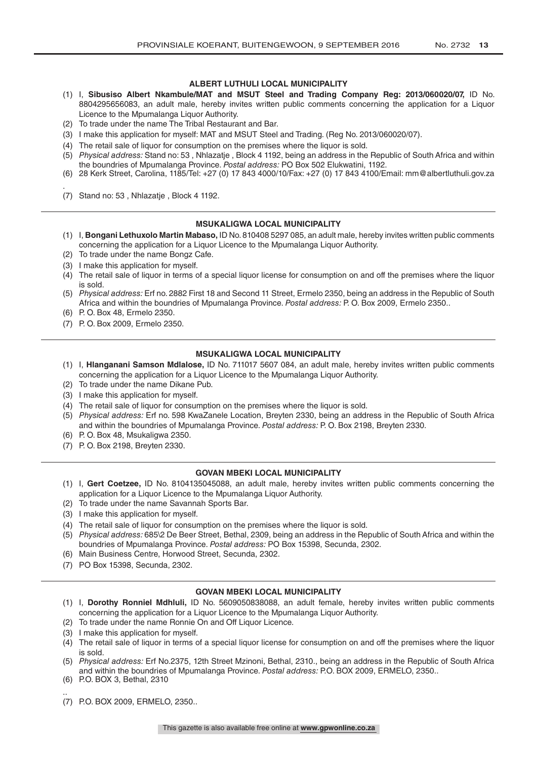## ALBERT LUTHULI LOCAL MUNICIPALITY

(1) I, **Sibusiso Albert Nkambule/MAT and MSUT Steel and Trading Company Reg: 2013/060020/07,** ID No. 8804295656083, an adult male, hereby invites written public comments concerning the application for a Liquor Licence to the Mpumalanga Liquor Authority.
(2) To trade under the name The Tribal Restaurant and Bar.
(3) I make this application for myself: MAT and MSUT Steel and Trading. (Reg No. 2013/060020/07).
(4) The retail sale of liquor for consumption on the premises where the liquor is sold.
(5) *Physical address:* Stand no: 53 , Nhlazatje , Block 4 1192, being an address in the Republic of South Africa and within the boundries of Mpumalanga Province. *Postal address:* PO Box 502 Elukwatini, 1192.
(6) 28 Kerk Street, Carolina, 1185/Tel: +27 (0) 17 843 4000/10/Fax: +27 (0) 17 843 4100/Email: mm@albertluthuli.gov.za
.
(7) Stand no: 53 , Nhlazatje , Block 4 1192.

---

## MSUKALIGWA LOCAL MUNICIPALITY

(1) I, **Bongani Lethuxolo Martin Mabaso,** ID No. 810408 5297 085, an adult male, hereby invites written public comments concerning the application for a Liquor Licence to the Mpumalanga Liquor Authority.
(2) To trade under the name Bongz Cafe.
(3) I make this application for myself.
(4) The retail sale of liquor in terms of a special liquor license for consumption on and off the premises where the liquor is sold.
(5) *Physical address:* Erf no. 2882 First 18 and Second 11 Street, Ermelo 2350, being an address in the Republic of South Africa and within the boundries of Mpumalanga Province. *Postal address:* P. O. Box 2009, Ermelo 2350..
(6) P. O. Box 48, Ermelo 2350.
(7) P. O. Box 2009, Ermelo 2350.

---

## MSUKALIGWA LOCAL MUNICIPALITY

(1) I, **Hlanganani Samson Mdlalose,** ID No. 711017 5607 084, an adult male, hereby invites written public comments concerning the application for a Liquor Licence to the Mpumalanga Liquor Authority.
(2) To trade under the name Dikane Pub.
(3) I make this application for myself.
(4) The retail sale of liquor for consumption on the premises where the liquor is sold.
(5) *Physical address:* Erf no. 598 KwaZanele Location, Breyten 2330, being an address in the Republic of South Africa and within the boundries of Mpumalanga Province. *Postal address:* P. O. Box 2198, Breyten 2330.
(6) P. O. Box 48, Msukaligwa 2350.
(7) P. O. Box 2198, Breyten 2330.

---

## GOVAN MBEKI LOCAL MUNICIPALITY

(1) I, **Gert Coetzee,** ID No. 8104135045088, an adult male, hereby invites written public comments concerning the application for a Liquor Licence to the Mpumalanga Liquor Authority.
(2) To trade under the name Savannah Sports Bar.
(3) I make this application for myself.
(4) The retail sale of liquor for consumption on the premises where the liquor is sold.
(5) *Physical address:* 685\2 De Beer Street, Bethal, 2309, being an address in the Republic of South Africa and within the boundries of Mpumalanga Province. *Postal address:* PO Box 15398, Secunda, 2302.
(6) Main Business Centre, Horwood Street, Secunda, 2302.
(7) PO Box 15398, Secunda, 2302.

---

## GOVAN MBEKI LOCAL MUNICIPALITY

(1) I, **Dorothy Ronniel Mdhluli,** ID No. 5609050838088, an adult female, hereby invites written public comments concerning the application for a Liquor Licence to the Mpumalanga Liquor Authority.
(2) To trade under the name Ronnie On and Off Liquor Licence.
(3) I make this application for myself.
(4) The retail sale of liquor in terms of a special liquor license for consumption on and off the premises where the liquor is sold.
(5) *Physical address:* Erf No.2375, 12th Street Mzinoni, Bethal, 2310., being an address in the Republic of South Africa and within the boundries of Mpumalanga Province. *Postal address:* P.O. BOX 2009, ERMELO, 2350..
(6) P.O. BOX 3, Bethal, 2310
..
(7) P.O. BOX 2009, ERMELO, 2350..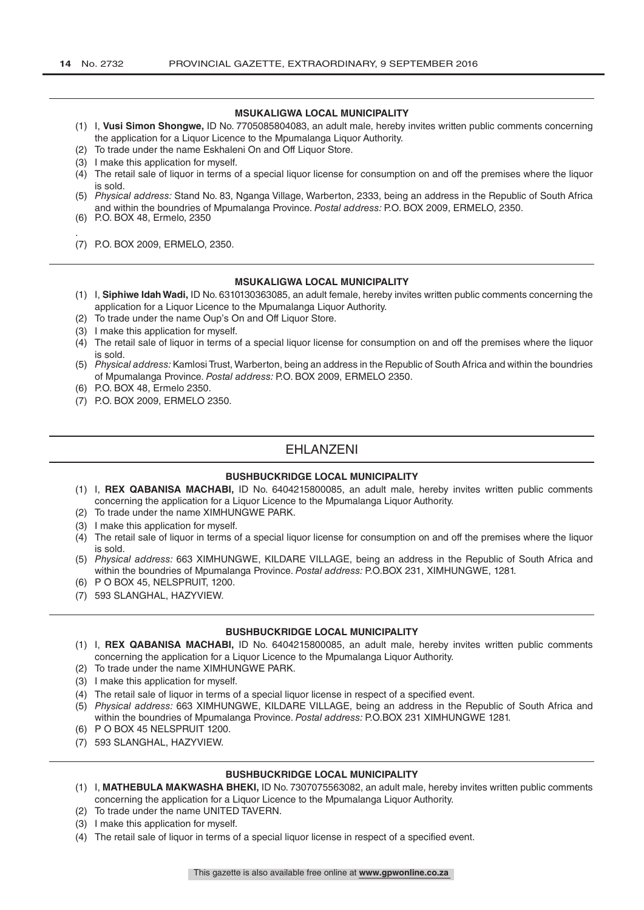### MSUKALIGWA LOCAL MUNICIPALITY

(1) I, **Vusi Simon Shongwe,** ID No. 7705085804083, an adult male, hereby invites written public comments concerning the application for a Liquor Licence to the Mpumalanga Liquor Authority.
(2) To trade under the name Eskhaleni On and Off Liquor Store.
(3) I make this application for myself.
(4) The retail sale of liquor in terms of a special liquor license for consumption on and off the premises where the liquor is sold.
(5) *Physical address:* Stand No. 83, Nganga Village, Warberton, 2333, being an address in the Republic of South Africa and within the boundries of Mpumalanga Province. *Postal address:* P.O. BOX 2009, ERMELO, 2350.
(6) P.O. BOX 48, Ermelo, 2350

.

(7) P.O. BOX 2009, ERMELO, 2350.

### MSUKALIGWA LOCAL MUNICIPALITY

(1) I, **Siphiwe Idah Wadi,** ID No. 6310130363085, an adult female, hereby invites written public comments concerning the application for a Liquor Licence to the Mpumalanga Liquor Authority.
(2) To trade under the name Oup's On and Off Liquor Store.
(3) I make this application for myself.
(4) The retail sale of liquor in terms of a special liquor license for consumption on and off the premises where the liquor is sold.
(5) *Physical address:* Kamlosi Trust, Warberton, being an address in the Republic of South Africa and within the boundries of Mpumalanga Province. *Postal address:* P.O. BOX 2009, ERMELO 2350.
(6) P.O. BOX 48, Ermelo 2350.
(7) P.O. BOX 2009, ERMELO 2350.

## EHLANZENI

### BUSHBUCKRIDGE LOCAL MUNICIPALITY

(1) I, **REX QABANISA MACHABI,** ID No. 6404215800085, an adult male, hereby invites written public comments concerning the application for a Liquor Licence to the Mpumalanga Liquor Authority.
(2) To trade under the name XIMHUNGWE PARK.
(3) I make this application for myself.
(4) The retail sale of liquor in terms of a special liquor license for consumption on and off the premises where the liquor is sold.
(5) *Physical address:* 663 XIMHUNGWE, KILDARE VILLAGE, being an address in the Republic of South Africa and within the boundries of Mpumalanga Province. *Postal address:* P.O.BOX 231, XIMHUNGWE, 1281.
(6) P O BOX 45, NELSPRUIT, 1200.
(7) 593 SLANGHAL, HAZYVIEW.

### BUSHBUCKRIDGE LOCAL MUNICIPALITY

(1) I, **REX QABANISA MACHABI,** ID No. 6404215800085, an adult male, hereby invites written public comments concerning the application for a Liquor Licence to the Mpumalanga Liquor Authority.
(2) To trade under the name XIMHUNGWE PARK.
(3) I make this application for myself.
(4) The retail sale of liquor in terms of a special liquor license in respect of a specified event.
(5) *Physical address:* 663 XIMHUNGWE, KILDARE VILLAGE, being an address in the Republic of South Africa and within the boundries of Mpumalanga Province. *Postal address:* P.O.BOX 231 XIMHUNGWE 1281.
(6) P O BOX 45 NELSPRUIT 1200.
(7) 593 SLANGHAL, HAZYVIEW.

### BUSHBUCKRIDGE LOCAL MUNICIPALITY

(1) I, **MATHEBULA MAKWASHA BHEKI,** ID No. 7307075563082, an adult male, hereby invites written public comments concerning the application for a Liquor Licence to the Mpumalanga Liquor Authority.
(2) To trade under the name UNITED TAVERN.
(3) I make this application for myself.
(4) The retail sale of liquor in terms of a special liquor license in respect of a specified event.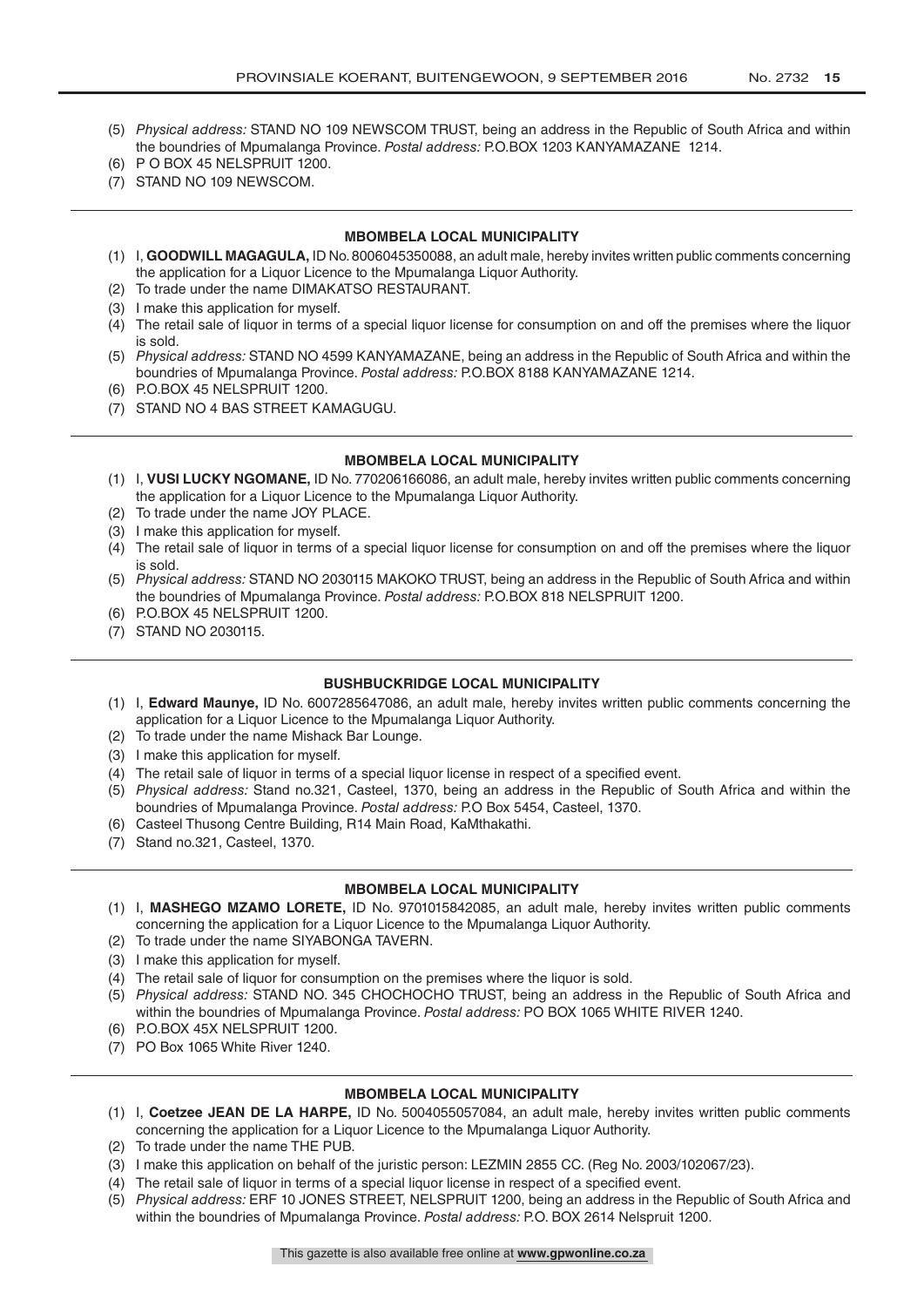(5) *Physical address:* STAND NO 109 NEWSCOM TRUST, being an address in the Republic of South Africa and within the boundries of Mpumalanga Province. *Postal address:* P.O.BOX 1203 KANYAMAZANE 1214.
(6) P O BOX 45 NELSPRUIT 1200.
(7) STAND NO 109 NEWSCOM.

---

**MBOMBELA LOCAL MUNICIPALITY**

(1) I, **GOODWILL MAGAGULA,** ID No. 8006045350088, an adult male, hereby invites written public comments concerning the application for a Liquor Licence to the Mpumalanga Liquor Authority.
(2) To trade under the name DIMAKATSO RESTAURANT.
(3) I make this application for myself.
(4) The retail sale of liquor in terms of a special liquor license for consumption on and off the premises where the liquor is sold.
(5) *Physical address:* STAND NO 4599 KANYAMAZANE, being an address in the Republic of South Africa and within the boundries of Mpumalanga Province. *Postal address:* P.O.BOX 8188 KANYAMAZANE 1214.
(6) P.O.BOX 45 NELSPRUIT 1200.
(7) STAND NO 4 BAS STREET KAMAGUGU.

---

**MBOMBELA LOCAL MUNICIPALITY**

(1) I, **VUSI LUCKY NGOMANE,** ID No. 770206166086, an adult male, hereby invites written public comments concerning the application for a Liquor Licence to the Mpumalanga Liquor Authority.
(2) To trade under the name JOY PLACE.
(3) I make this application for myself.
(4) The retail sale of liquor in terms of a special liquor license for consumption on and off the premises where the liquor is sold.
(5) *Physical address:* STAND NO 2030115 MAKOKO TRUST, being an address in the Republic of South Africa and within the boundries of Mpumalanga Province. *Postal address:* P.O.BOX 818 NELSPRUIT 1200.
(6) P.O.BOX 45 NELSPRUIT 1200.
(7) STAND NO 2030115.

---

**BUSHBUCKRIDGE LOCAL MUNICIPALITY**

(1) I, **Edward Maunye,** ID No. 6007285647086, an adult male, hereby invites written public comments concerning the application for a Liquor Licence to the Mpumalanga Liquor Authority.
(2) To trade under the name Mishack Bar Lounge.
(3) I make this application for myself.
(4) The retail sale of liquor in terms of a special liquor license in respect of a specified event.
(5) *Physical address:* Stand no.321, Casteel, 1370, being an address in the Republic of South Africa and within the boundries of Mpumalanga Province. *Postal address:* P.O Box 5454, Casteel, 1370.
(6) Casteel Thusong Centre Building, R14 Main Road, KaMthakathi.
(7) Stand no.321, Casteel, 1370.

---

**MBOMBELA LOCAL MUNICIPALITY**

(1) I, **MASHEGO MZAMO LORETE,** ID No. 9701015842085, an adult male, hereby invites written public comments concerning the application for a Liquor Licence to the Mpumalanga Liquor Authority.
(2) To trade under the name SIYABONGA TAVERN.
(3) I make this application for myself.
(4) The retail sale of liquor for consumption on the premises where the liquor is sold.
(5) *Physical address:* STAND NO. 345 CHOCHOCHO TRUST, being an address in the Republic of South Africa and within the boundries of Mpumalanga Province. *Postal address:* PO BOX 1065 WHITE RIVER 1240.
(6) P.O.BOX 45X NELSPRUIT 1200.
(7) PO Box 1065 White River 1240.

---

**MBOMBELA LOCAL MUNICIPALITY**

(1) I, **Coetzee JEAN DE LA HARPE,** ID No. 5004055057084, an adult male, hereby invites written public comments concerning the application for a Liquor Licence to the Mpumalanga Liquor Authority.
(2) To trade under the name THE PUB.
(3) I make this application on behalf of the juristic person: LEZMIN 2855 CC. (Reg No. 2003/102067/23).
(4) The retail sale of liquor in terms of a special liquor license in respect of a specified event.
(5) *Physical address:* ERF 10 JONES STREET, NELSPRUIT 1200, being an address in the Republic of South Africa and within the boundries of Mpumalanga Province. *Postal address:* P.O. BOX 2614 Nelspruit 1200.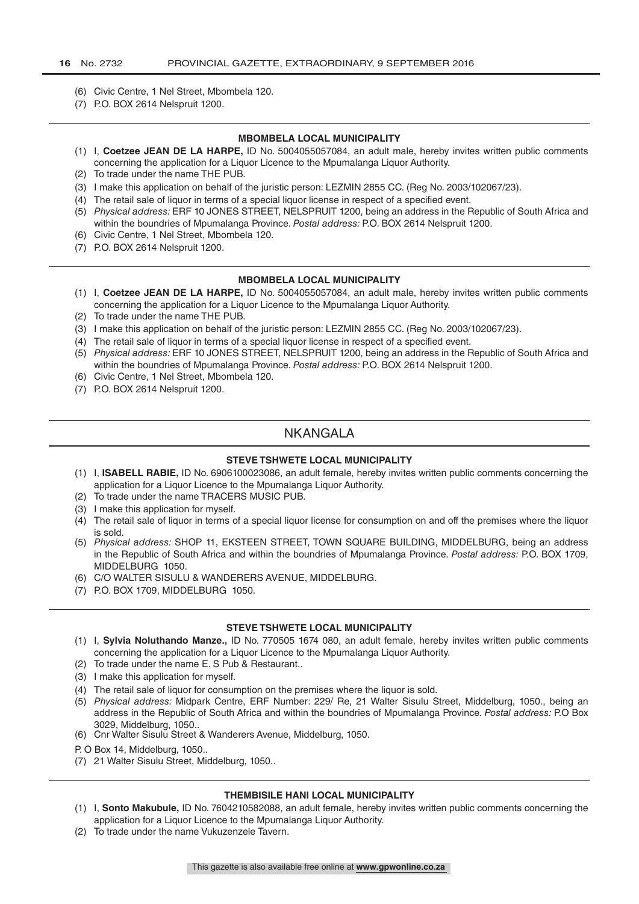(6) Civic Centre, 1 Nel Street, Mbombela 120.
(7) P.O. BOX 2614 Nelspruit 1200.

---

**MBOMBELA LOCAL MUNICIPALITY**

(1) I, **Coetzee JEAN DE LA HARPE,** ID No. 5004055057084, an adult male, hereby invites written public comments concerning the application for a Liquor Licence to the Mpumalanga Liquor Authority.
(2) To trade under the name THE PUB.
(3) I make this application on behalf of the juristic person: LEZMIN 2855 CC. (Reg No. 2003/102067/23).
(4) The retail sale of liquor in terms of a special liquor license in respect of a specified event.
(5) *Physical address:* ERF 10 JONES STREET, NELSPRUIT 1200, being an address in the Republic of South Africa and within the boundries of Mpumalanga Province. *Postal address:* P.O. BOX 2614 Nelspruit 1200.
(6) Civic Centre, 1 Nel Street, Mbombela 120.
(7) P.O. BOX 2614 Nelspruit 1200.

---

**MBOMBELA LOCAL MUNICIPALITY**

(1) I, **Coetzee JEAN DE LA HARPE,** ID No. 5004055057084, an adult male, hereby invites written public comments concerning the application for a Liquor Licence to the Mpumalanga Liquor Authority.
(2) To trade under the name THE PUB.
(3) I make this application on behalf of the juristic person: LEZMIN 2855 CC. (Reg No. 2003/102067/23).
(4) The retail sale of liquor in terms of a special liquor license in respect of a specified event.
(5) *Physical address:* ERF 10 JONES STREET, NELSPRUIT 1200, being an address in the Republic of South Africa and within the boundries of Mpumalanga Province. *Postal address:* P.O. BOX 2614 Nelspruit 1200.
(6) Civic Centre, 1 Nel Street, Mbombela 120.
(7) P.O. BOX 2614 Nelspruit 1200.

---

## NKANGALA

**STEVE TSHWETE LOCAL MUNICIPALITY**

(1) I, **ISABELL RABIE,** ID No. 6906100023086, an adult female, hereby invites written public comments concerning the application for a Liquor Licence to the Mpumalanga Liquor Authority.
(2) To trade under the name TRACERS MUSIC PUB.
(3) I make this application for myself.
(4) The retail sale of liquor in terms of a special liquor license for consumption on and off the premises where the liquor is sold.
(5) *Physical address:* SHOP 11, EKSTEEN STREET, TOWN SQUARE BUILDING, MIDDELBURG, being an address in the Republic of South Africa and within the boundries of Mpumalanga Province. *Postal address:* P.O. BOX 1709, MIDDELBURG 1050.
(6) C/O WALTER SISULU & WANDERERS AVENUE, MIDDELBURG.
(7) P.O. BOX 1709, MIDDELBURG 1050.

---

**STEVE TSHWETE LOCAL MUNICIPALITY**

(1) I, **Sylvia Noluthando Manze.,** ID No. 770505 1674 080, an adult female, hereby invites written public comments concerning the application for a Liquor Licence to the Mpumalanga Liquor Authority.
(2) To trade under the name E. S Pub & Restaurant..
(3) I make this application for myself.
(4) The retail sale of liquor for consumption on the premises where the liquor is sold.
(5) *Physical address:* Midpark Centre, ERF Number: 229/ Re, 21 Walter Sisulu Street, Middelburg, 1050., being an address in the Republic of South Africa and within the boundries of Mpumalanga Province. *Postal address:* P.O Box 3029, Middelburg, 1050..
(6) Cnr Walter Sisulu Street & Wanderers Avenue, Middelburg, 1050.

P. O Box 14, Middelburg, 1050..

(7) 21 Walter Sisulu Street, Middelburg, 1050..

---

**THEMBISILE HANI LOCAL MUNICIPALITY**

(1) I, **Sonto Makubule,** ID No. 7604210582088, an adult female, hereby invites written public comments concerning the application for a Liquor Licence to the Mpumalanga Liquor Authority.
(2) To trade under the name Vukuzenzele Tavern.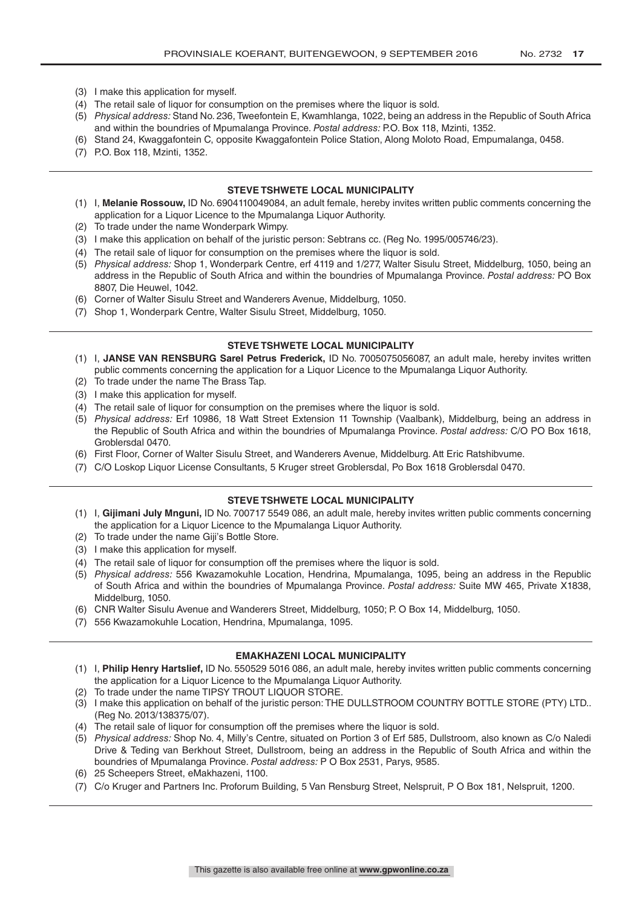(3) I make this application for myself.
(4) The retail sale of liquor for consumption on the premises where the liquor is sold.
(5) *Physical address:* Stand No. 236, Tweefontein E, Kwamhlanga, 1022, being an address in the Republic of South Africa and within the boundries of Mpumalanga Province. *Postal address:* P.O. Box 118, Mzinti, 1352.
(6) Stand 24, Kwaggafontein C, opposite Kwaggafontein Police Station, Along Moloto Road, Empumalanga, 0458.
(7) P.O. Box 118, Mzinti, 1352.

---

**STEVE TSHWETE LOCAL MUNICIPALITY**

(1) I, **Melanie Rossouw,** ID No. 6904110049084, an adult female, hereby invites written public comments concerning the application for a Liquor Licence to the Mpumalanga Liquor Authority.
(2) To trade under the name Wonderpark Wimpy.
(3) I make this application on behalf of the juristic person: Sebtrans cc. (Reg No. 1995/005746/23).
(4) The retail sale of liquor for consumption on the premises where the liquor is sold.
(5) *Physical address:* Shop 1, Wonderpark Centre, erf 4119 and 1/277, Walter Sisulu Street, Middelburg, 1050, being an address in the Republic of South Africa and within the boundries of Mpumalanga Province. *Postal address:* PO Box 8807, Die Heuwel, 1042.
(6) Corner of Walter Sisulu Street and Wanderers Avenue, Middelburg, 1050.
(7) Shop 1, Wonderpark Centre, Walter Sisulu Street, Middelburg, 1050.

---

**STEVE TSHWETE LOCAL MUNICIPALITY**

(1) I, **JANSE VAN RENSBURG Sarel Petrus Frederick,** ID No. 7005075056087, an adult male, hereby invites written public comments concerning the application for a Liquor Licence to the Mpumalanga Liquor Authority.
(2) To trade under the name The Brass Tap.
(3) I make this application for myself.
(4) The retail sale of liquor for consumption on the premises where the liquor is sold.
(5) *Physical address:* Erf 10986, 18 Watt Street Extension 11 Township (Vaalbank), Middelburg, being an address in the Republic of South Africa and within the boundries of Mpumalanga Province. *Postal address:* C/O PO Box 1618, Groblersdal 0470.
(6) First Floor, Corner of Walter Sisulu Street, and Wanderers Avenue, Middelburg. Att Eric Ratshibvume.
(7) C/O Loskop Liquor License Consultants, 5 Kruger street Groblersdal, Po Box 1618 Groblersdal 0470.

---

**STEVE TSHWETE LOCAL MUNICIPALITY**

(1) I, **Gijimani July Mnguni,** ID No. 700717 5549 086, an adult male, hereby invites written public comments concerning the application for a Liquor Licence to the Mpumalanga Liquor Authority.
(2) To trade under the name Giji's Bottle Store.
(3) I make this application for myself.
(4) The retail sale of liquor for consumption off the premises where the liquor is sold.
(5) *Physical address:* 556 Kwazamokuhle Location, Hendrina, Mpumalanga, 1095, being an address in the Republic of South Africa and within the boundries of Mpumalanga Province. *Postal address:* Suite MW 465, Private X1838, Middelburg, 1050.
(6) CNR Walter Sisulu Avenue and Wanderers Street, Middelburg, 1050; P. O Box 14, Middelburg, 1050.
(7) 556 Kwazamokuhle Location, Hendrina, Mpumalanga, 1095.

---

**EMAKHAZENI LOCAL MUNICIPALITY**

(1) I, **Philip Henry Hartslief,** ID No. 550529 5016 086, an adult male, hereby invites written public comments concerning the application for a Liquor Licence to the Mpumalanga Liquor Authority.
(2) To trade under the name TIPSY TROUT LIQUOR STORE.
(3) I make this application on behalf of the juristic person: THE DULLSTROOM COUNTRY BOTTLE STORE (PTY) LTD.. (Reg No. 2013/138375/07).
(4) The retail sale of liquor for consumption off the premises where the liquor is sold.
(5) *Physical address:* Shop No. 4, Milly's Centre, situated on Portion 3 of Erf 585, Dullstroom, also known as C/o Naledi Drive & Teding van Berkhout Street, Dullstroom, being an address in the Republic of South Africa and within the boundries of Mpumalanga Province. *Postal address:* P O Box 2531, Parys, 9585.
(6) 25 Scheepers Street, eMakhazeni, 1100.
(7) C/o Kruger and Partners Inc. Proforum Building, 5 Van Rensburg Street, Nelspruit, P O Box 181, Nelspruit, 1200.

---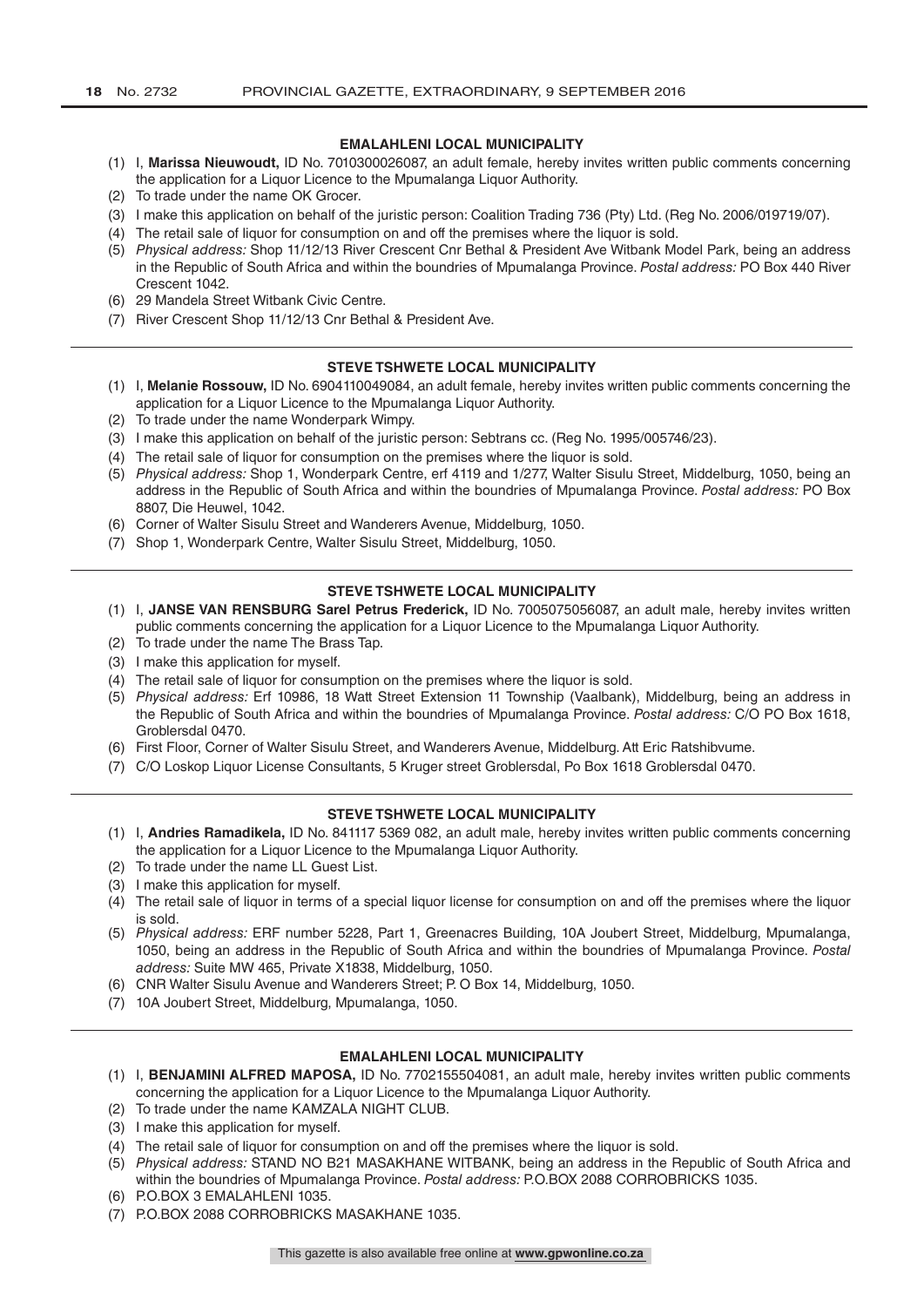## EMALAHLENI LOCAL MUNICIPALITY

(1) I, **Marissa Nieuwoudt,** ID No. 7010300026087, an adult female, hereby invites written public comments concerning the application for a Liquor Licence to the Mpumalanga Liquor Authority.
(2) To trade under the name OK Grocer.
(3) I make this application on behalf of the juristic person: Coalition Trading 736 (Pty) Ltd. (Reg No. 2006/019719/07).
(4) The retail sale of liquor for consumption on and off the premises where the liquor is sold.
(5) *Physical address:* Shop 11/12/13 River Crescent Cnr Bethal & President Ave Witbank Model Park, being an address in the Republic of South Africa and within the boundries of Mpumalanga Province. *Postal address:* PO Box 440 River Crescent 1042.
(6) 29 Mandela Street Witbank Civic Centre.
(7) River Crescent Shop 11/12/13 Cnr Bethal & President Ave.

---

## STEVE TSHWETE LOCAL MUNICIPALITY

(1) I, **Melanie Rossouw,** ID No. 6904110049084, an adult female, hereby invites written public comments concerning the application for a Liquor Licence to the Mpumalanga Liquor Authority.
(2) To trade under the name Wonderpark Wimpy.
(3) I make this application on behalf of the juristic person: Sebtrans cc. (Reg No. 1995/005746/23).
(4) The retail sale of liquor for consumption on the premises where the liquor is sold.
(5) *Physical address:* Shop 1, Wonderpark Centre, erf 4119 and 1/277, Walter Sisulu Street, Middelburg, 1050, being an address in the Republic of South Africa and within the boundries of Mpumalanga Province. *Postal address:* PO Box 8807, Die Heuwel, 1042.
(6) Corner of Walter Sisulu Street and Wanderers Avenue, Middelburg, 1050.
(7) Shop 1, Wonderpark Centre, Walter Sisulu Street, Middelburg, 1050.

---

## STEVE TSHWETE LOCAL MUNICIPALITY

(1) I, **JANSE VAN RENSBURG Sarel Petrus Frederick,** ID No. 7005075056087, an adult male, hereby invites written public comments concerning the application for a Liquor Licence to the Mpumalanga Liquor Authority.
(2) To trade under the name The Brass Tap.
(3) I make this application for myself.
(4) The retail sale of liquor for consumption on the premises where the liquor is sold.
(5) *Physical address:* Erf 10986, 18 Watt Street Extension 11 Township (Vaalbank), Middelburg, being an address in the Republic of South Africa and within the boundries of Mpumalanga Province. *Postal address:* C/O PO Box 1618, Groblersdal 0470.
(6) First Floor, Corner of Walter Sisulu Street, and Wanderers Avenue, Middelburg. Att Eric Ratshibvume.
(7) C/O Loskop Liquor License Consultants, 5 Kruger street Groblersdal, Po Box 1618 Groblersdal 0470.

---

## STEVE TSHWETE LOCAL MUNICIPALITY

(1) I, **Andries Ramadikela,** ID No. 841117 5369 082, an adult male, hereby invites written public comments concerning the application for a Liquor Licence to the Mpumalanga Liquor Authority.
(2) To trade under the name LL Guest List.
(3) I make this application for myself.
(4) The retail sale of liquor in terms of a special liquor license for consumption on and off the premises where the liquor is sold.
(5) *Physical address:* ERF number 5228, Part 1, Greenacres Building, 10A Joubert Street, Middelburg, Mpumalanga, 1050, being an address in the Republic of South Africa and within the boundries of Mpumalanga Province. *Postal address:* Suite MW 465, Private X1838, Middelburg, 1050.
(6) CNR Walter Sisulu Avenue and Wanderers Street; P. O Box 14, Middelburg, 1050.
(7) 10A Joubert Street, Middelburg, Mpumalanga, 1050.

---

## EMALAHLENI LOCAL MUNICIPALITY

(1) I, **BENJAMINI ALFRED MAPOSA,** ID No. 7702155504081, an adult male, hereby invites written public comments concerning the application for a Liquor Licence to the Mpumalanga Liquor Authority.
(2) To trade under the name KAMZALA NIGHT CLUB.
(3) I make this application for myself.
(4) The retail sale of liquor for consumption on and off the premises where the liquor is sold.
(5) *Physical address:* STAND NO B21 MASAKHANE WITBANK, being an address in the Republic of South Africa and within the boundries of Mpumalanga Province. *Postal address:* P.O.BOX 2088 CORROBRICKS 1035.
(6) P.O.BOX 3 EMALAHLENI 1035.
(7) P.O.BOX 2088 CORROBRICKS MASAKHANE 1035.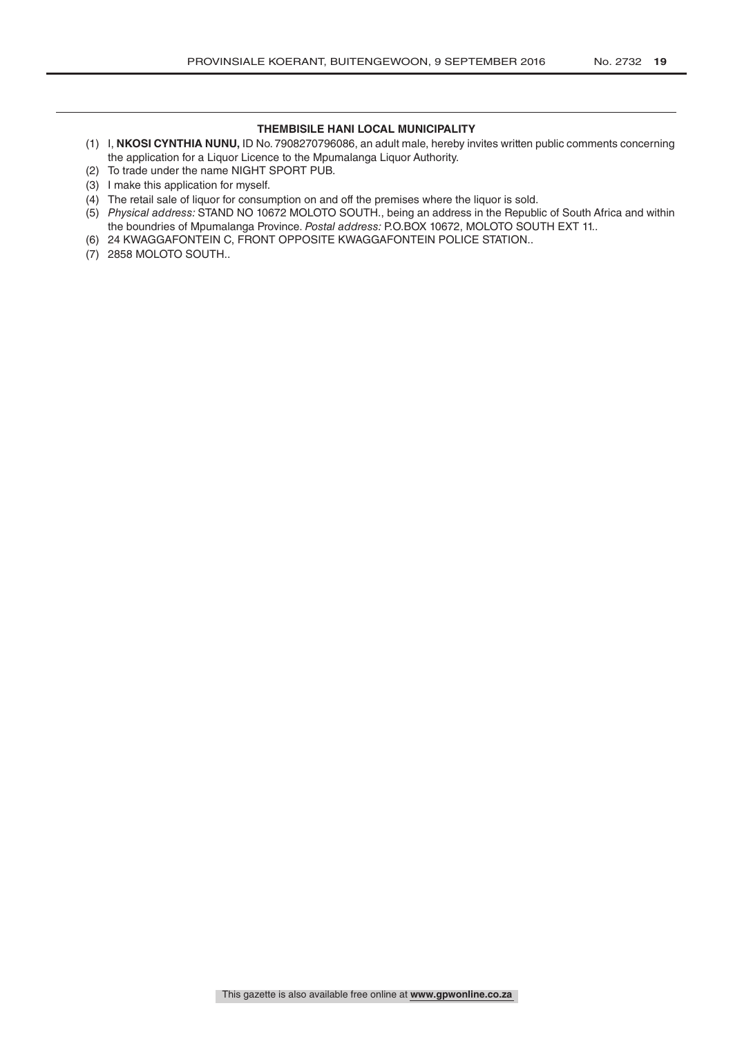### THEMBISILE HANI LOCAL MUNICIPALITY

(1) I, **NKOSI CYNTHIA NUNU,** ID No. 7908270796086, an adult male, hereby invites written public comments concerning the application for a Liquor Licence to the Mpumalanga Liquor Authority.

(2) To trade under the name NIGHT SPORT PUB.

(3) I make this application for myself.

(4) The retail sale of liquor for consumption on and off the premises where the liquor is sold.

(5) *Physical address:* STAND NO 10672 MOLOTO SOUTH., being an address in the Republic of South Africa and within the boundries of Mpumalanga Province. *Postal address:* P.O.BOX 10672, MOLOTO SOUTH EXT 11..

(6) 24 KWAGGAFONTEIN C, FRONT OPPOSITE KWAGGAFONTEIN POLICE STATION..

(7) 2858 MOLOTO SOUTH..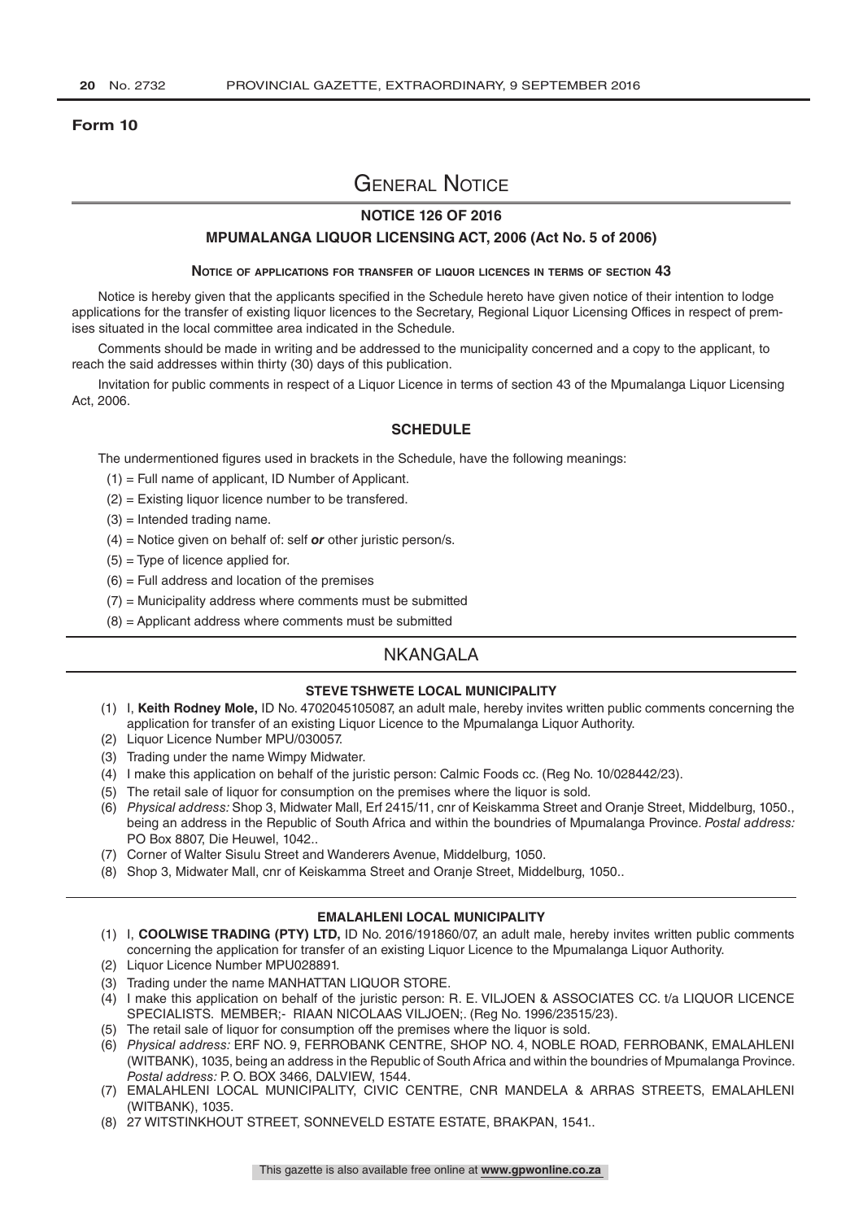**Form 10**

# General Notice

## NOTICE 126 OF 2016

## MPUMALANGA LIQUOR LICENSING ACT, 2006 (Act No. 5 of 2006)

### Notice of applications for transfer of liquor licences in terms of section 43

Notice is hereby given that the applicants specified in the Schedule hereto have given notice of their intention to lodge applications for the transfer of existing liquor licences to the Secretary, Regional Liquor Licensing Offices in respect of premises situated in the local committee area indicated in the Schedule.

Comments should be made in writing and be addressed to the municipality concerned and a copy to the applicant, to reach the said addresses within thirty (30) days of this publication.

Invitation for public comments in respect of a Liquor Licence in terms of section 43 of the Mpumalanga Liquor Licensing Act, 2006.

### SCHEDULE

The undermentioned figures used in brackets in the Schedule, have the following meanings:

(1) = Full name of applicant, ID Number of Applicant.

(2) = Existing liquor licence number to be transfered.

(3) = Intended trading name.

(4) = Notice given on behalf of: self ***or*** other juristic person/s.

(5) = Type of licence applied for.

(6) = Full address and location of the premises

(7) = Municipality address where comments must be submitted

(8) = Applicant address where comments must be submitted

## NKANGALA

### STEVE TSHWETE LOCAL MUNICIPALITY

(1) I, **Keith Rodney Mole,** ID No. 4702045105087, an adult male, hereby invites written public comments concerning the application for transfer of an existing Liquor Licence to the Mpumalanga Liquor Authority.

(2) Liquor Licence Number MPU/030057.

(3) Trading under the name Wimpy Midwater.

(4) I make this application on behalf of the juristic person: Calmic Foods cc. (Reg No. 10/028442/23).

(5) The retail sale of liquor for consumption on the premises where the liquor is sold.

(6) *Physical address:* Shop 3, Midwater Mall, Erf 2415/11, cnr of Keiskamma Street and Oranje Street, Middelburg, 1050., being an address in the Republic of South Africa and within the boundries of Mpumalanga Province. *Postal address:* PO Box 8807, Die Heuwel, 1042..

(7) Corner of Walter Sisulu Street and Wanderers Avenue, Middelburg, 1050.

(8) Shop 3, Midwater Mall, cnr of Keiskamma Street and Oranje Street, Middelburg, 1050..

### EMALAHLENI LOCAL MUNICIPALITY

(1) I, **COOLWISE TRADING (PTY) LTD,** ID No. 2016/191860/07, an adult male, hereby invites written public comments concerning the application for transfer of an existing Liquor Licence to the Mpumalanga Liquor Authority.

(2) Liquor Licence Number MPU028891.

(3) Trading under the name MANHATTAN LIQUOR STORE.

(4) I make this application on behalf of the juristic person: R. E. VILJOEN & ASSOCIATES CC. t/a LIQUOR LICENCE SPECIALISTS. MEMBER;- RIAAN NICOLAAS VILJOEN;. (Reg No. 1996/23515/23).

(5) The retail sale of liquor for consumption off the premises where the liquor is sold.

(6) *Physical address:* ERF NO. 9, FERROBANK CENTRE, SHOP NO. 4, NOBLE ROAD, FERROBANK, EMALAHLENI (WITBANK), 1035, being an address in the Republic of South Africa and within the boundries of Mpumalanga Province. *Postal address:* P. O. BOX 3466, DALVIEW, 1544.

(7) EMALAHLENI LOCAL MUNICIPALITY, CIVIC CENTRE, CNR MANDELA & ARRAS STREETS, EMALAHLENI (WITBANK), 1035.

(8) 27 WITSTINKHOUT STREET, SONNEVELD ESTATE ESTATE, BRAKPAN, 1541..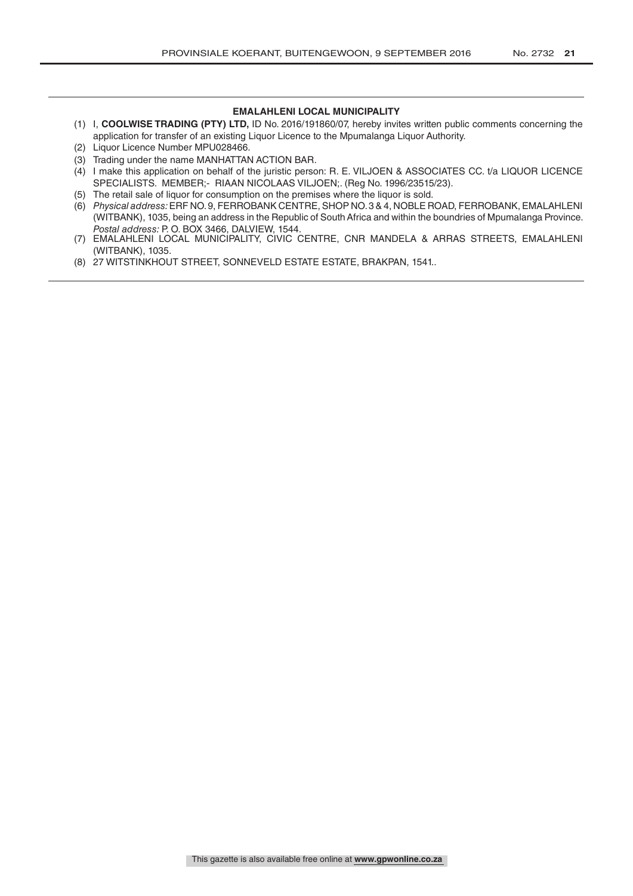**EMALAHLENI LOCAL MUNICIPALITY**

(1) I, **COOLWISE TRADING (PTY) LTD,** ID No. 2016/191860/07, hereby invites written public comments concerning the application for transfer of an existing Liquor Licence to the Mpumalanga Liquor Authority.

(2) Liquor Licence Number MPU028466.

(3) Trading under the name MANHATTAN ACTION BAR.

(4) I make this application on behalf of the juristic person: R. E. VILJOEN & ASSOCIATES CC. t/a LIQUOR LICENCE SPECIALISTS. MEMBER;- RIAAN NICOLAAS VILJOEN;. (Reg No. 1996/23515/23).

(5) The retail sale of liquor for consumption on the premises where the liquor is sold.

(6) *Physical address:* ERF NO. 9, FERROBANK CENTRE, SHOP NO. 3 & 4, NOBLE ROAD, FERROBANK, EMALAHLENI (WITBANK), 1035, being an address in the Republic of South Africa and within the boundries of Mpumalanga Province. *Postal address:* P. O. BOX 3466, DALVIEW, 1544.

(7) EMALAHLENI LOCAL MUNICIPALITY, CIVIC CENTRE, CNR MANDELA & ARRAS STREETS, EMALAHLENI (WITBANK), 1035.

(8) 27 WITSTINKHOUT STREET, SONNEVELD ESTATE ESTATE, BRAKPAN, 1541..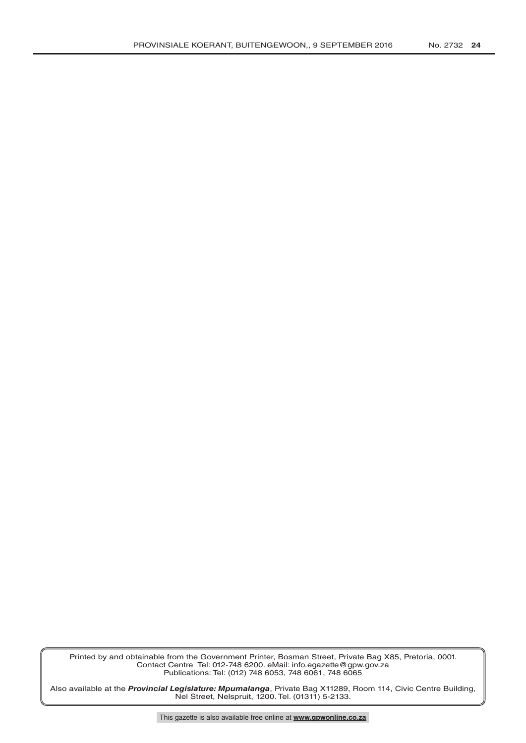Printed by and obtainable from the Government Printer, Bosman Street, Private Bag X85, Pretoria, 0001.
Contact Centre Tel: 012-748 6200. eMail: info.egazette@gpw.gov.za
Publications: Tel: (012) 748 6053, 748 6061, 748 6065

Also available at the ***Provincial Legislature: Mpumalanga***, Private Bag X11289, Room 114, Civic Centre Building, Nel Street, Nelspruit, 1200. Tel. (01311) 5-2133.

This gazette is also available free online at **www.gpwonline.co.za**